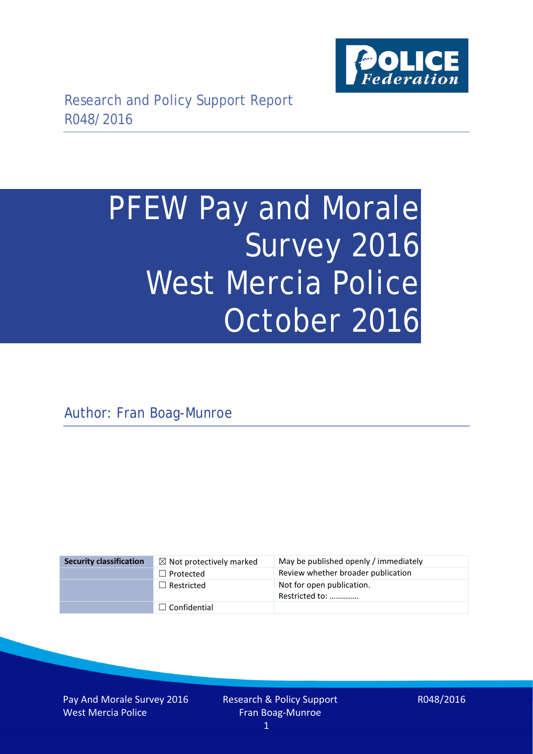Research and Policy Support Report
R048/2016

# PFEW Pay and Morale Survey 2016 West Mercia Police October 2016

Author: Fran Boag-Munroe

| Security classification | ☒ Not protectively marked | May be published openly / immediately |
| --- | --- | --- |
| | ☐ Protected | Review whether broader publication |
| | ☐ Restricted | Not for open publication. Restricted to: ………….. |
| | ☐ Confidential | |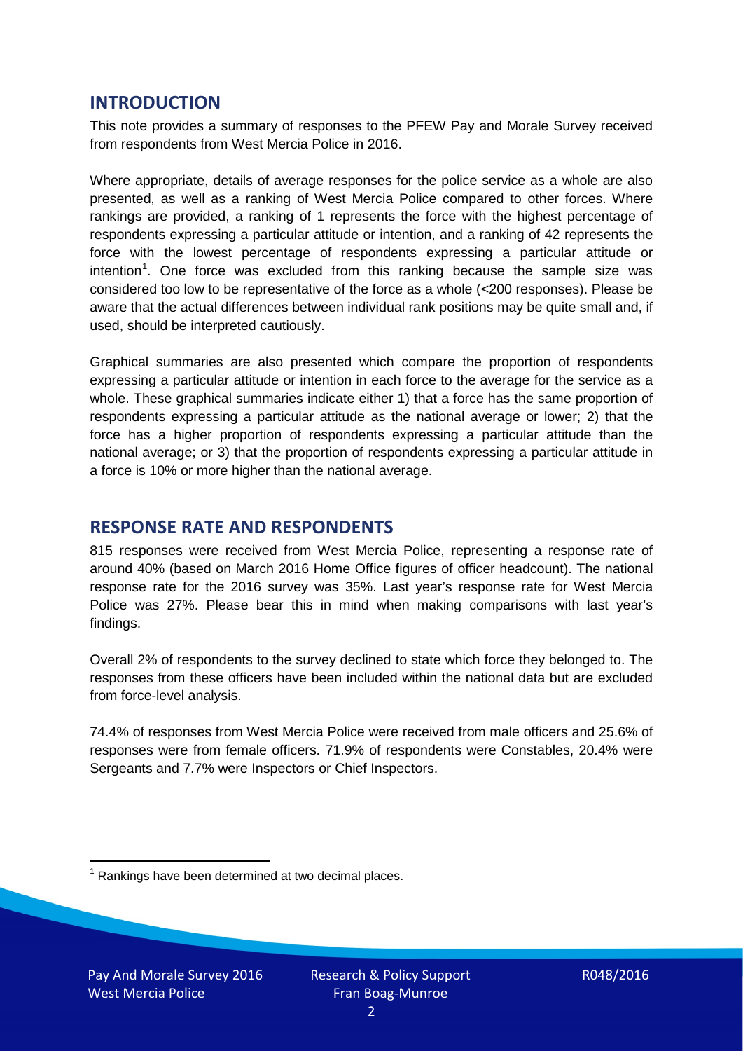## INTRODUCTION

This note provides a summary of responses to the PFEW Pay and Morale Survey received from respondents from West Mercia Police in 2016.

Where appropriate, details of average responses for the police service as a whole are also presented, as well as a ranking of West Mercia Police compared to other forces. Where rankings are provided, a ranking of 1 represents the force with the highest percentage of respondents expressing a particular attitude or intention, and a ranking of 42 represents the force with the lowest percentage of respondents expressing a particular attitude or intention[1]. One force was excluded from this ranking because the sample size was considered too low to be representative of the force as a whole (<200 responses). Please be aware that the actual differences between individual rank positions may be quite small and, if used, should be interpreted cautiously.

Graphical summaries are also presented which compare the proportion of respondents expressing a particular attitude or intention in each force to the average for the service as a whole. These graphical summaries indicate either 1) that a force has the same proportion of respondents expressing a particular attitude as the national average or lower; 2) that the force has a higher proportion of respondents expressing a particular attitude than the national average; or 3) that the proportion of respondents expressing a particular attitude in a force is 10% or more higher than the national average.

## RESPONSE RATE AND RESPONDENTS

815 responses were received from West Mercia Police, representing a response rate of around 40% (based on March 2016 Home Office figures of officer headcount). The national response rate for the 2016 survey was 35%. Last year's response rate for West Mercia Police was 27%. Please bear this in mind when making comparisons with last year's findings.

Overall 2% of respondents to the survey declined to state which force they belonged to. The responses from these officers have been included within the national data but are excluded from force-level analysis.

74.4% of responses from West Mercia Police were received from male officers and 25.6% of responses were from female officers. 71.9% of respondents were Constables, 20.4% were Sergeants and 7.7% were Inspectors or Chief Inspectors.

[1] Rankings have been determined at two decimal places.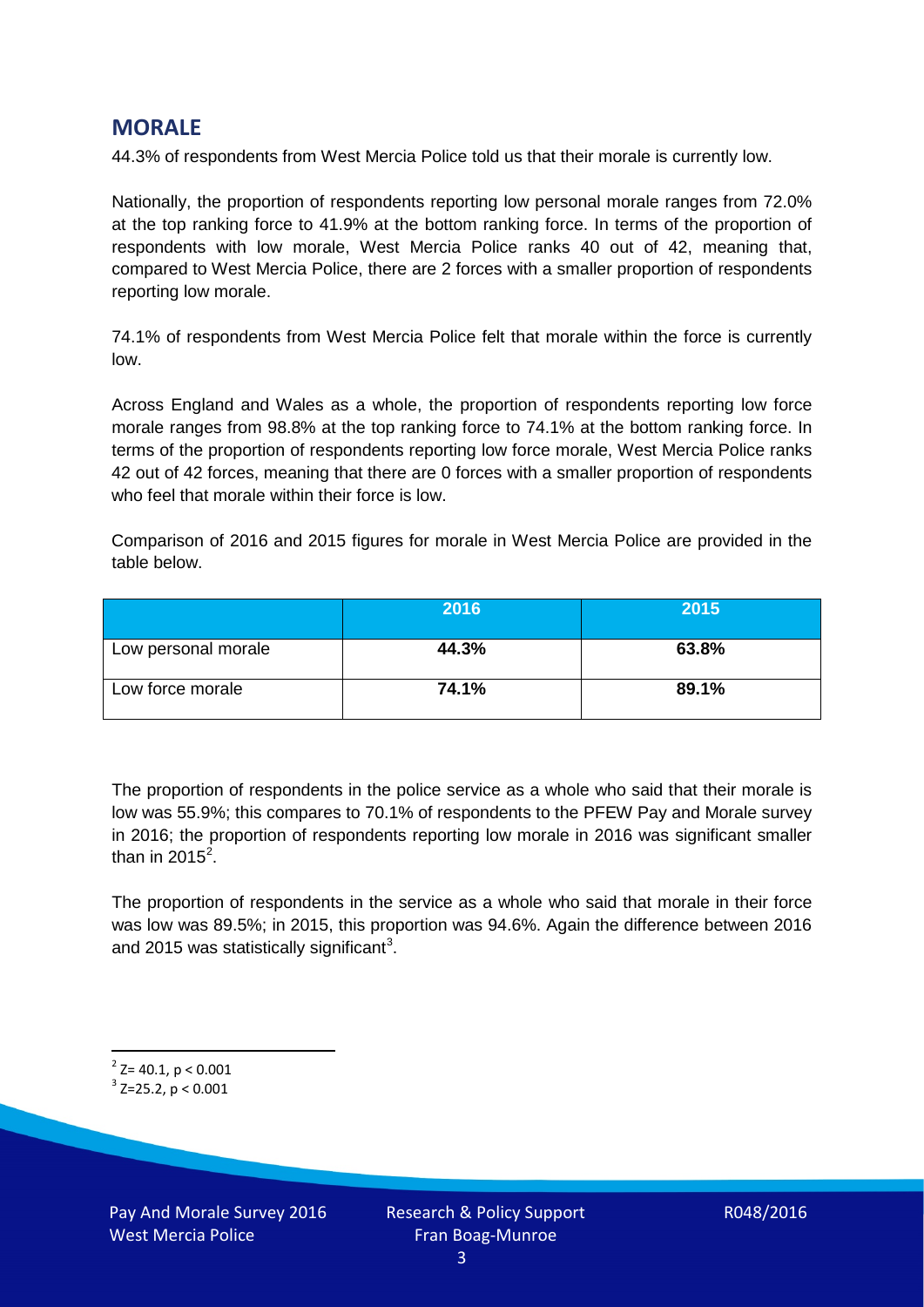## MORALE

44.3% of respondents from West Mercia Police told us that their morale is currently low.

Nationally, the proportion of respondents reporting low personal morale ranges from 72.0% at the top ranking force to 41.9% at the bottom ranking force. In terms of the proportion of respondents with low morale, West Mercia Police ranks 40 out of 42, meaning that, compared to West Mercia Police, there are 2 forces with a smaller proportion of respondents reporting low morale.

74.1% of respondents from West Mercia Police felt that morale within the force is currently low.

Across England and Wales as a whole, the proportion of respondents reporting low force morale ranges from 98.8% at the top ranking force to 74.1% at the bottom ranking force. In terms of the proportion of respondents reporting low force morale, West Mercia Police ranks 42 out of 42 forces, meaning that there are 0 forces with a smaller proportion of respondents who feel that morale within their force is low.

Comparison of 2016 and 2015 figures for morale in West Mercia Police are provided in the table below.

| | 2016 | 2015 |
|---|---|---|
| Low personal morale | **44.3%** | **63.8%** |
| Low force morale | **74.1%** | **89.1%** |

The proportion of respondents in the police service as a whole who said that their morale is low was 55.9%; this compares to 70.1% of respondents to the PFEW Pay and Morale survey in 2016; the proportion of respondents reporting low morale in 2016 was significant smaller than in 2015[2].

The proportion of respondents in the service as a whole who said that morale in their force was low was 89.5%; in 2015, this proportion was 94.6%. Again the difference between 2016 and 2015 was statistically significant[3].

[2] $Z= 40.1$, $p < 0.001$

[3] $Z=25.2$, $p < 0.001$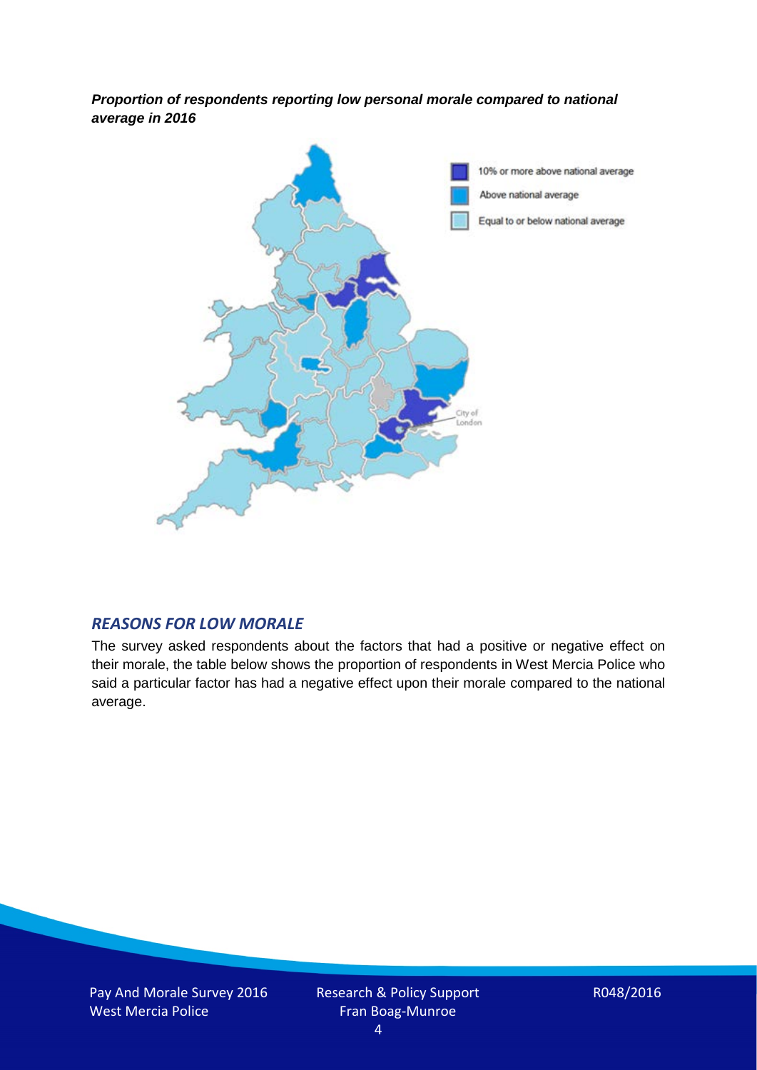***Proportion of respondents reporting low personal morale compared to national average in 2016***

10% or more above national average

Above national average

Equal to or below national average

City of London

## *REASONS FOR LOW MORALE*

The survey asked respondents about the factors that had a positive or negative effect on their morale, the table below shows the proportion of respondents in West Mercia Police who said a particular factor has had a negative effect upon their morale compared to the national average.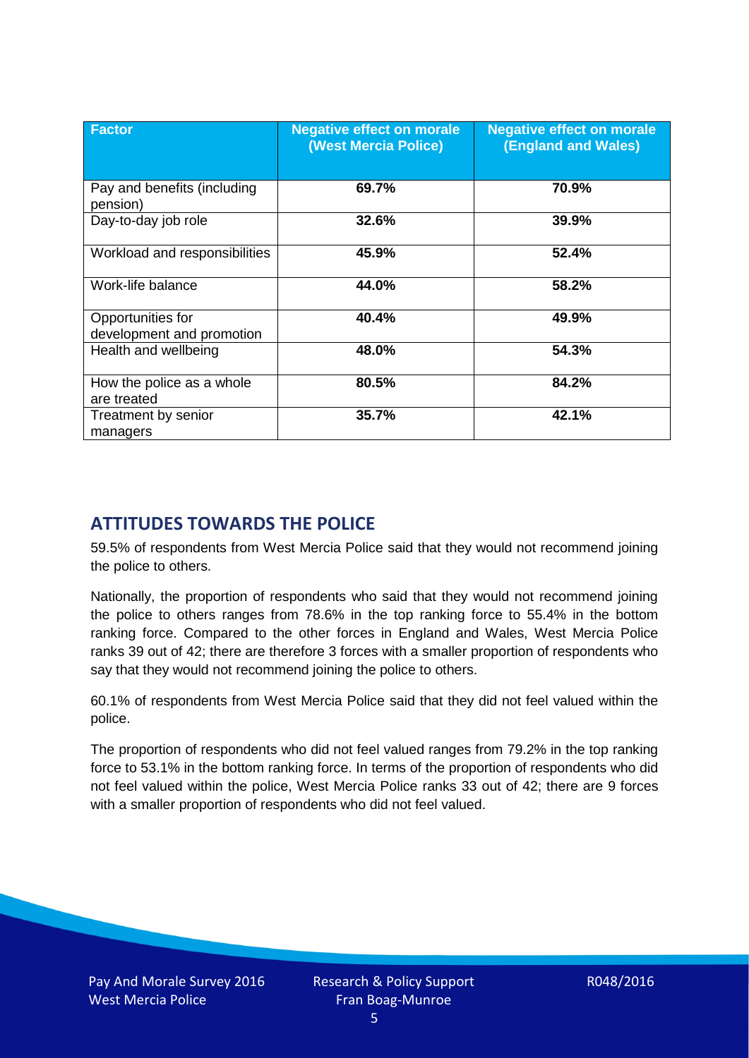| Factor | Negative effect on morale (West Mercia Police) | Negative effect on morale (England and Wales) |
| --- | --- | --- |
| Pay and benefits (including pension) | **69.7%** | **70.9%** |
| Day-to-day job role | **32.6%** | **39.9%** |
| Workload and responsibilities | **45.9%** | **52.4%** |
| Work-life balance | **44.0%** | **58.2%** |
| Opportunities for development and promotion | **40.4%** | **49.9%** |
| Health and wellbeing | **48.0%** | **54.3%** |
| How the police as a whole are treated | **80.5%** | **84.2%** |
| Treatment by senior managers | **35.7%** | **42.1%** |

## ATTITUDES TOWARDS THE POLICE

59.5% of respondents from West Mercia Police said that they would not recommend joining the police to others.

Nationally, the proportion of respondents who said that they would not recommend joining the police to others ranges from 78.6% in the top ranking force to 55.4% in the bottom ranking force. Compared to the other forces in England and Wales, West Mercia Police ranks 39 out of 42; there are therefore 3 forces with a smaller proportion of respondents who say that they would not recommend joining the police to others.

60.1% of respondents from West Mercia Police said that they did not feel valued within the police.

The proportion of respondents who did not feel valued ranges from 79.2% in the top ranking force to 53.1% in the bottom ranking force. In terms of the proportion of respondents who did not feel valued within the police, West Mercia Police ranks 33 out of 42; there are 9 forces with a smaller proportion of respondents who did not feel valued.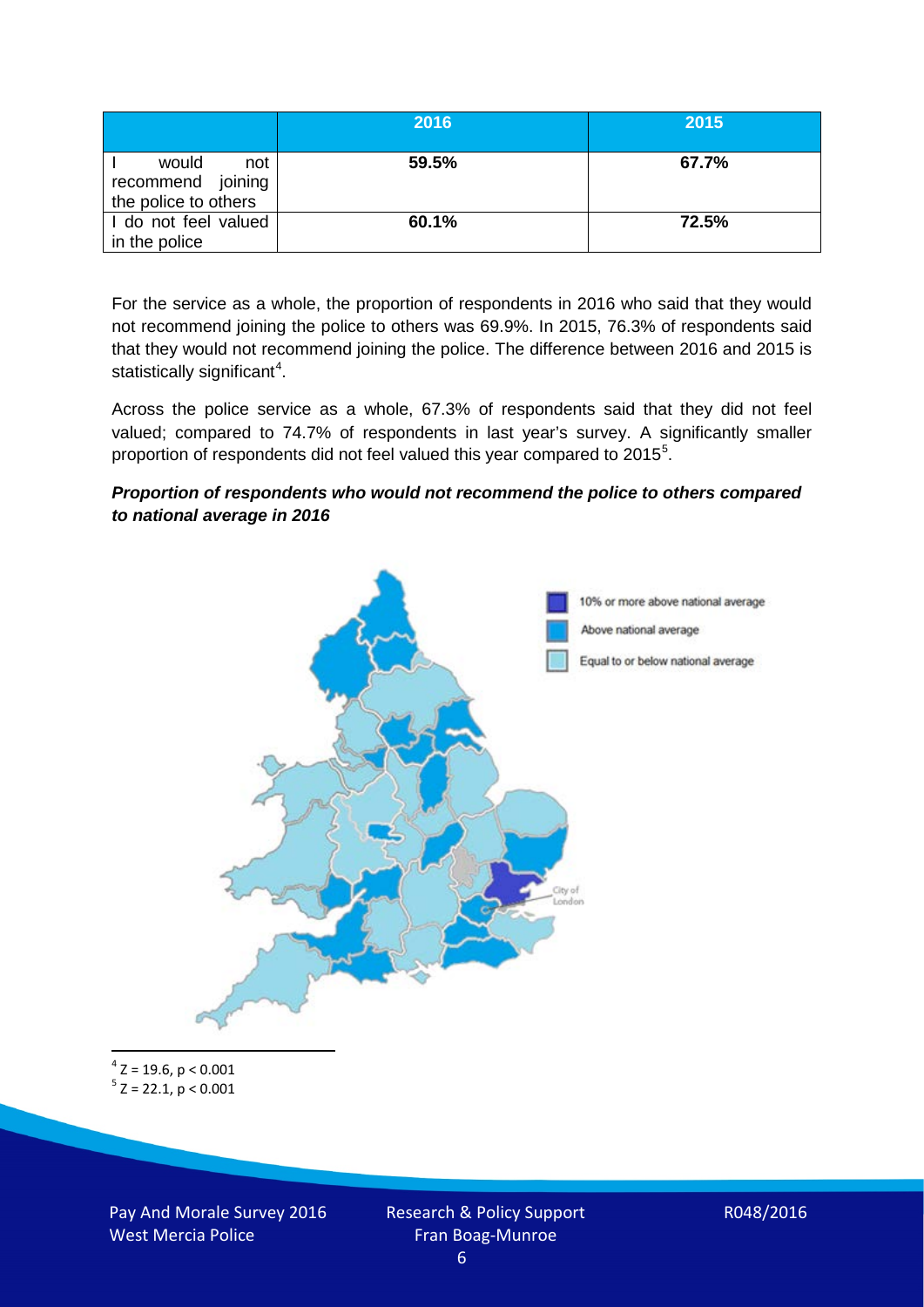| | 2016 | 2015 |
|---|---|---|
| I would not recommend joining the police to others | **59.5%** | **67.7%** |
| I do not feel valued in the police | **60.1%** | **72.5%** |

For the service as a whole, the proportion of respondents in 2016 who said that they would not recommend joining the police to others was 69.9%. In 2015, 76.3% of respondents said that they would not recommend joining the police. The difference between 2016 and 2015 is statistically significant[4].

Across the police service as a whole, 67.3% of respondents said that they did not feel valued; compared to 74.7% of respondents in last year's survey. A significantly smaller proportion of respondents did not feel valued this year compared to 2015[5].

***Proportion of respondents who would not recommend the police to others compared to national average in 2016***

[4] $Z = 19.6$, $p < 0.001$

[5] $Z = 22.1$, $p < 0.001$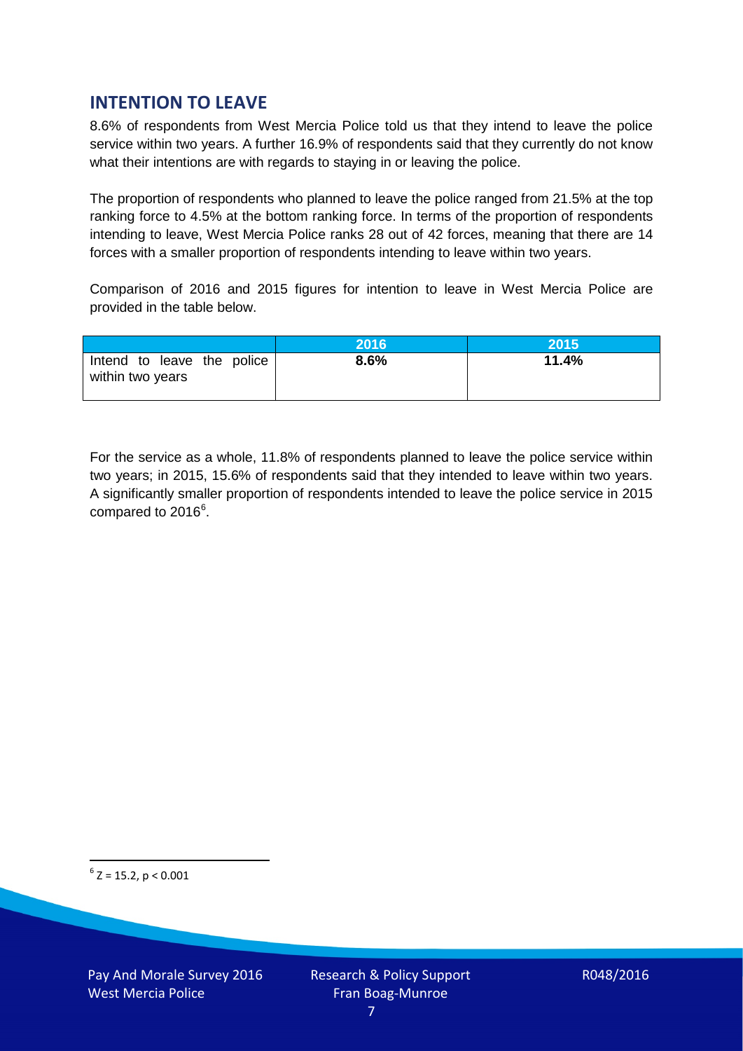## INTENTION TO LEAVE

8.6% of respondents from West Mercia Police told us that they intend to leave the police service within two years. A further 16.9% of respondents said that they currently do not know what their intentions are with regards to staying in or leaving the police.

The proportion of respondents who planned to leave the police ranged from 21.5% at the top ranking force to 4.5% at the bottom ranking force. In terms of the proportion of respondents intending to leave, West Mercia Police ranks 28 out of 42 forces, meaning that there are 14 forces with a smaller proportion of respondents intending to leave within two years.

Comparison of 2016 and 2015 figures for intention to leave in West Mercia Police are provided in the table below.

| | 2016 | 2015 |
|---|---|---|
| Intend to leave the police within two years | **8.6%** | **11.4%** |

For the service as a whole, 11.8% of respondents planned to leave the police service within two years; in 2015, 15.6% of respondents said that they intended to leave within two years. A significantly smaller proportion of respondents intended to leave the police service in 2015 compared to 2016[6].

[6] $Z = 15.2$, $p < 0.001$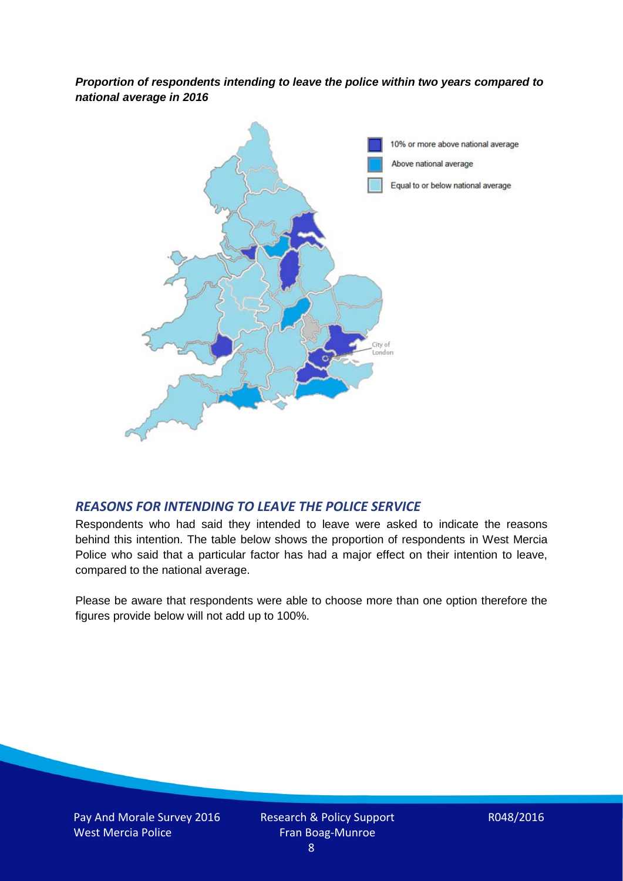***Proportion of respondents intending to leave the police within two years compared to national average in 2016***

## *REASONS FOR INTENDING TO LEAVE THE POLICE SERVICE*

Respondents who had said they intended to leave were asked to indicate the reasons behind this intention. The table below shows the proportion of respondents in West Mercia Police who said that a particular factor has had a major effect on their intention to leave, compared to the national average.

Please be aware that respondents were able to choose more than one option therefore the figures provide below will not add up to 100%.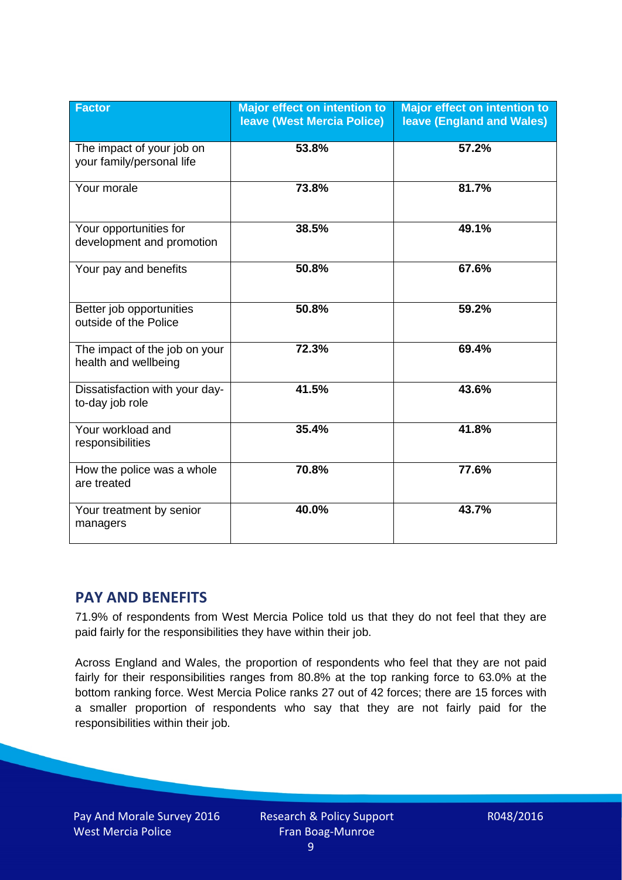| Factor | Major effect on intention to leave (West Mercia Police) | Major effect on intention to leave (England and Wales) |
|---|---|---|
| The impact of your job on your family/personal life | 53.8% | 57.2% |
| Your morale | 73.8% | 81.7% |
| Your opportunities for development and promotion | 38.5% | 49.1% |
| Your pay and benefits | 50.8% | 67.6% |
| Better job opportunities outside of the Police | 50.8% | 59.2% |
| The impact of the job on your health and wellbeing | 72.3% | 69.4% |
| Dissatisfaction with your day-to-day job role | 41.5% | 43.6% |
| Your workload and responsibilities | 35.4% | 41.8% |
| How the police was a whole are treated | 70.8% | 77.6% |
| Your treatment by senior managers | 40.0% | 43.7% |

## PAY AND BENEFITS

71.9% of respondents from West Mercia Police told us that they do not feel that they are paid fairly for the responsibilities they have within their job.

Across England and Wales, the proportion of respondents who feel that they are not paid fairly for their responsibilities ranges from 80.8% at the top ranking force to 63.0% at the bottom ranking force. West Mercia Police ranks 27 out of 42 forces; there are 15 forces with a smaller proportion of respondents who say that they are not fairly paid for the responsibilities within their job.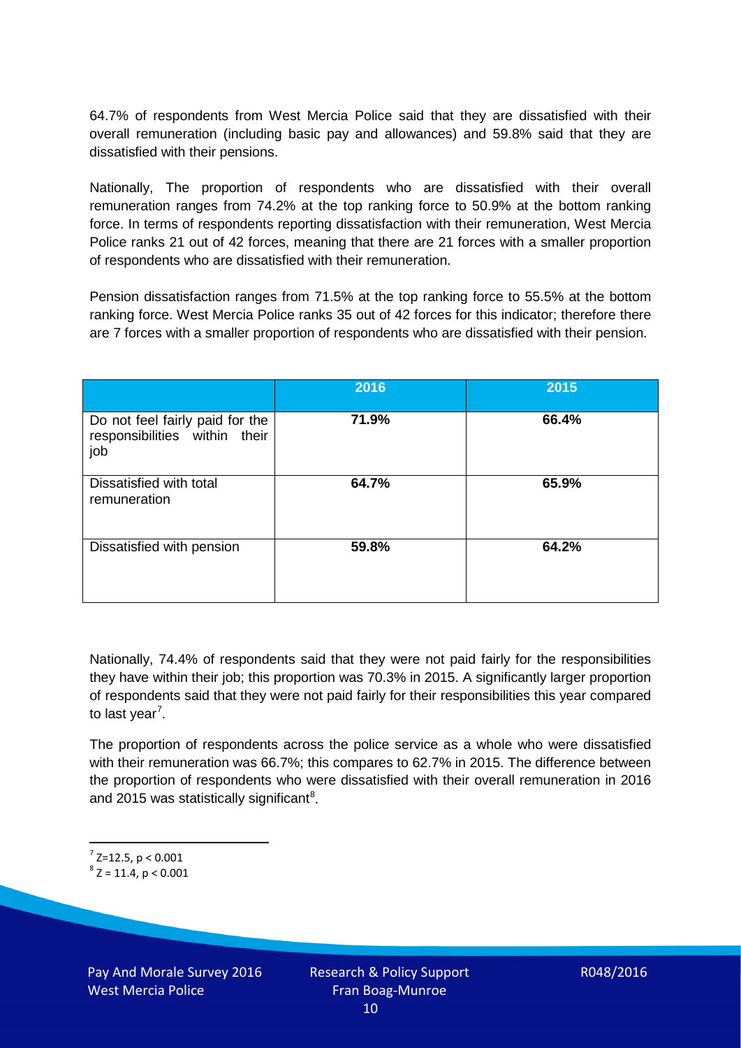64.7% of respondents from West Mercia Police said that they are dissatisfied with their overall remuneration (including basic pay and allowances) and 59.8% said that they are dissatisfied with their pensions.

Nationally, The proportion of respondents who are dissatisfied with their overall remuneration ranges from 74.2% at the top ranking force to 50.9% at the bottom ranking force. In terms of respondents reporting dissatisfaction with their remuneration, West Mercia Police ranks 21 out of 42 forces, meaning that there are 21 forces with a smaller proportion of respondents who are dissatisfied with their remuneration.

Pension dissatisfaction ranges from 71.5% at the top ranking force to 55.5% at the bottom ranking force. West Mercia Police ranks 35 out of 42 forces for this indicator; therefore there are 7 forces with a smaller proportion of respondents who are dissatisfied with their pension.

| | 2016 | 2015 |
|---|---|---|
| Do not feel fairly paid for the responsibilities within their job | **71.9%** | **66.4%** |
| Dissatisfied with total remuneration | **64.7%** | **65.9%** |
| Dissatisfied with pension | **59.8%** | **64.2%** |

Nationally, 74.4% of respondents said that they were not paid fairly for the responsibilities they have within their job; this proportion was 70.3% in 2015. A significantly larger proportion of respondents said that they were not paid fairly for their responsibilities this year compared to last year[7].

The proportion of respondents across the police service as a whole who were dissatisfied with their remuneration was 66.7%; this compares to 62.7% in 2015. The difference between the proportion of respondents who were dissatisfied with their overall remuneration in 2016 and 2015 was statistically significant[8].

---

[7] $Z=12.5$, $p < 0.001$

[8] $Z = 11.4$, $p < 0.001$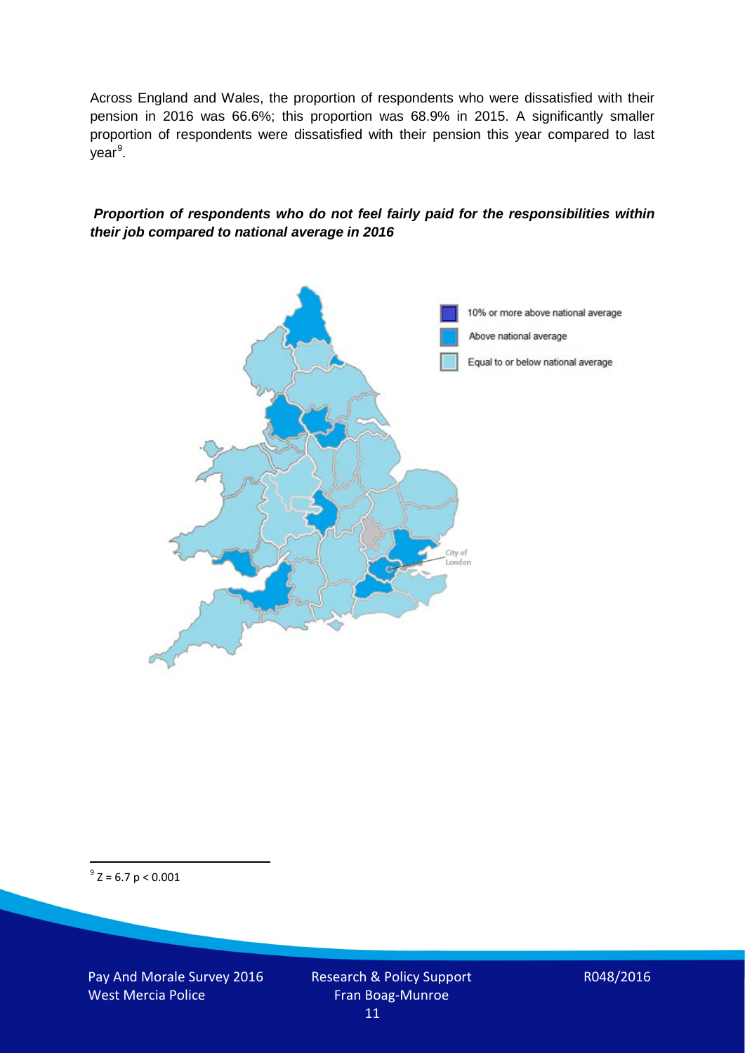Across England and Wales, the proportion of respondents who were dissatisfied with their pension in 2016 was 66.6%; this proportion was 68.9% in 2015. A significantly smaller proportion of respondents were dissatisfied with their pension this year compared to last year[9].

***Proportion of respondents who do not feel fairly paid for the responsibilities within their job compared to national average in 2016***

10% or more above national average

Above national average

Equal to or below national average

City of London

[9] $Z = 6.7$ $p < 0.001$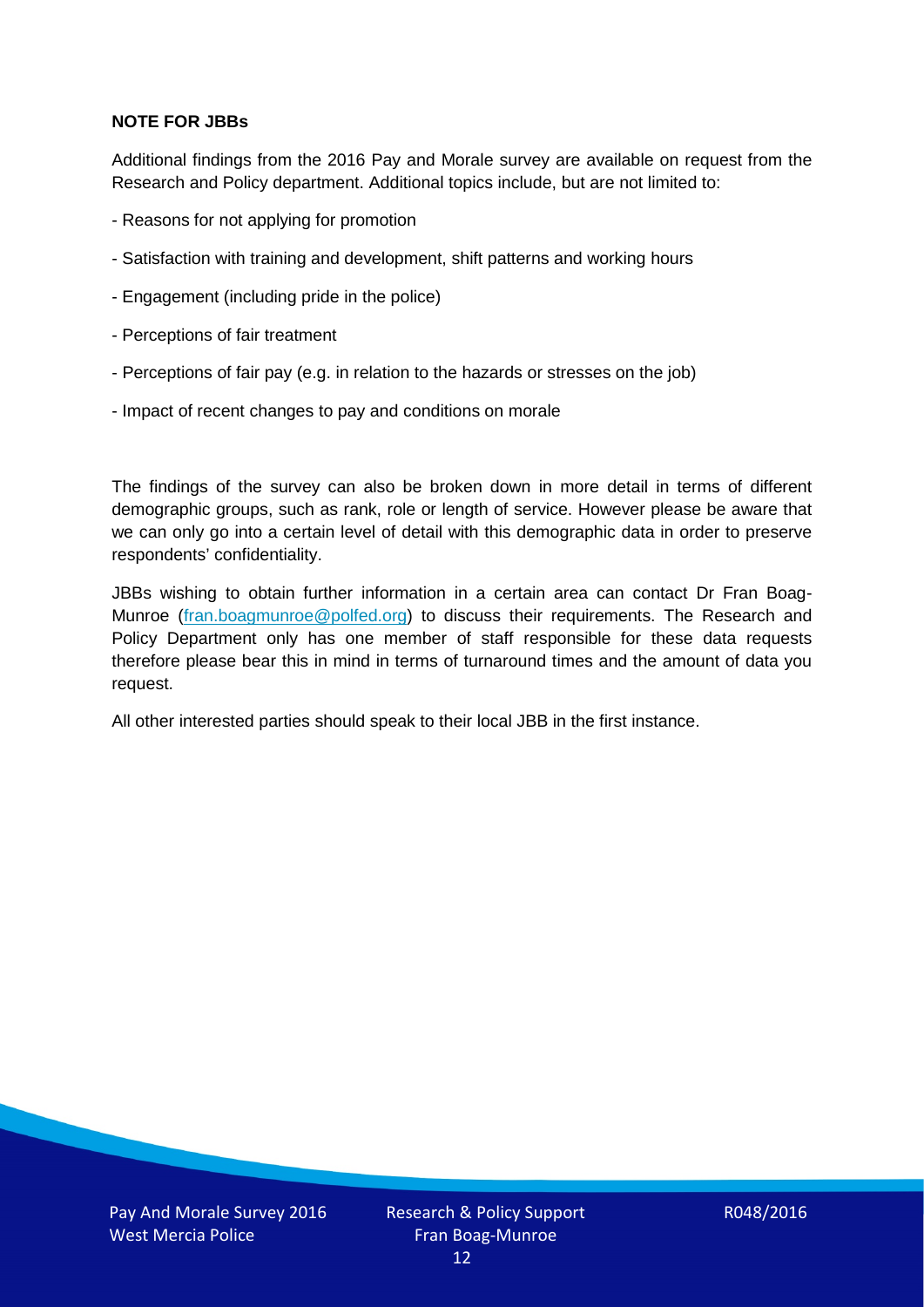**NOTE FOR JBBs**

Additional findings from the 2016 Pay and Morale survey are available on request from the Research and Policy department. Additional topics include, but are not limited to:

- Reasons for not applying for promotion
- Satisfaction with training and development, shift patterns and working hours
- Engagement (including pride in the police)
- Perceptions of fair treatment
- Perceptions of fair pay (e.g. in relation to the hazards or stresses on the job)
- Impact of recent changes to pay and conditions on morale

The findings of the survey can also be broken down in more detail in terms of different demographic groups, such as rank, role or length of service. However please be aware that we can only go into a certain level of detail with this demographic data in order to preserve respondents' confidentiality.

JBBs wishing to obtain further information in a certain area can contact Dr Fran Boag-Munroe (fran.boagmunroe@polfed.org) to discuss their requirements. The Research and Policy Department only has one member of staff responsible for these data requests therefore please bear this in mind in terms of turnaround times and the amount of data you request.

All other interested parties should speak to their local JBB in the first instance.